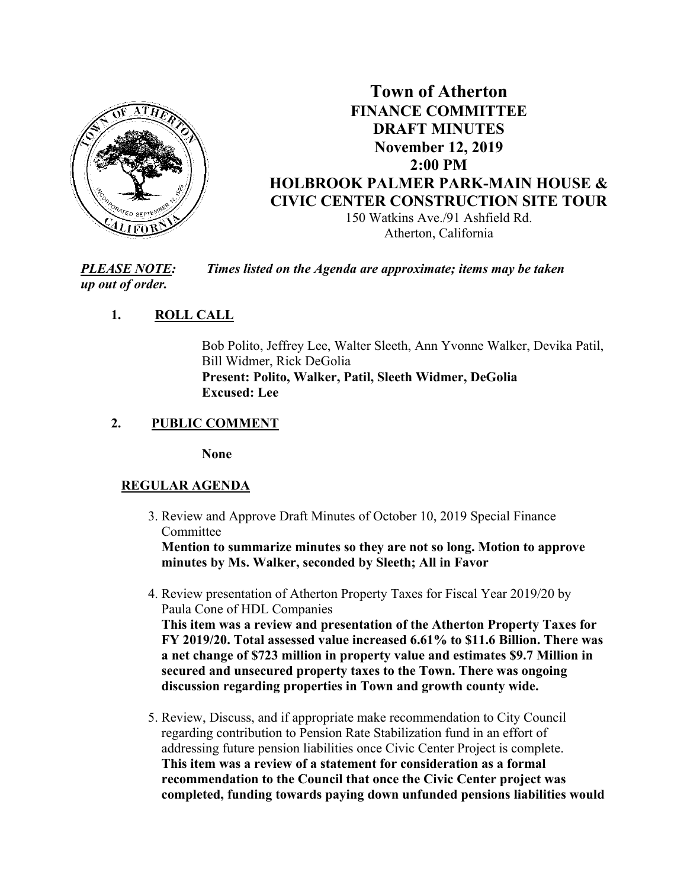# Town of Atherton
## FINANCE COMMITTEE
## DRAFT MINUTES
## November 12, 2019
## 2:00 PM
## HOLBROOK PALMER PARK-MAIN HOUSE & CIVIC CENTER CONSTRUCTION SITE TOUR

150 Watkins Ave./91 Ashfield Rd.
Atherton, California

***PLEASE NOTE:*** *Times listed on the Agenda are approximate; items may be taken up out of order.*

1. **ROLL CALL**

   Bob Polito, Jeffrey Lee, Walter Sleeth, Ann Yvonne Walker, Devika Patil, Bill Widmer, Rick DeGolia
   **Present: Polito, Walker, Patil, Sleeth Widmer, DeGolia**
   **Excused: Lee**

2. **PUBLIC COMMENT**

   **None**

**REGULAR AGENDA**

3. Review and Approve Draft Minutes of October 10, 2019 Special Finance Committee
   **Mention to summarize minutes so they are not so long. Motion to approve minutes by Ms. Walker, seconded by Sleeth; All in Favor**

4. Review presentation of Atherton Property Taxes for Fiscal Year 2019/20 by Paula Cone of HDL Companies
   **This item was a review and presentation of the Atherton Property Taxes for FY 2019/20. Total assessed value increased 6.61% to $11.6 Billion. There was a net change of $723 million in property value and estimates $9.7 Million in secured and unsecured property taxes to the Town. There was ongoing discussion regarding properties in Town and growth county wide.**

5. Review, Discuss, and if appropriate make recommendation to City Council regarding contribution to Pension Rate Stabilization fund in an effort of addressing future pension liabilities once Civic Center Project is complete.
   **This item was a review of a statement for consideration as a formal recommendation to the Council that once the Civic Center project was completed, funding towards paying down unfunded pensions liabilities would**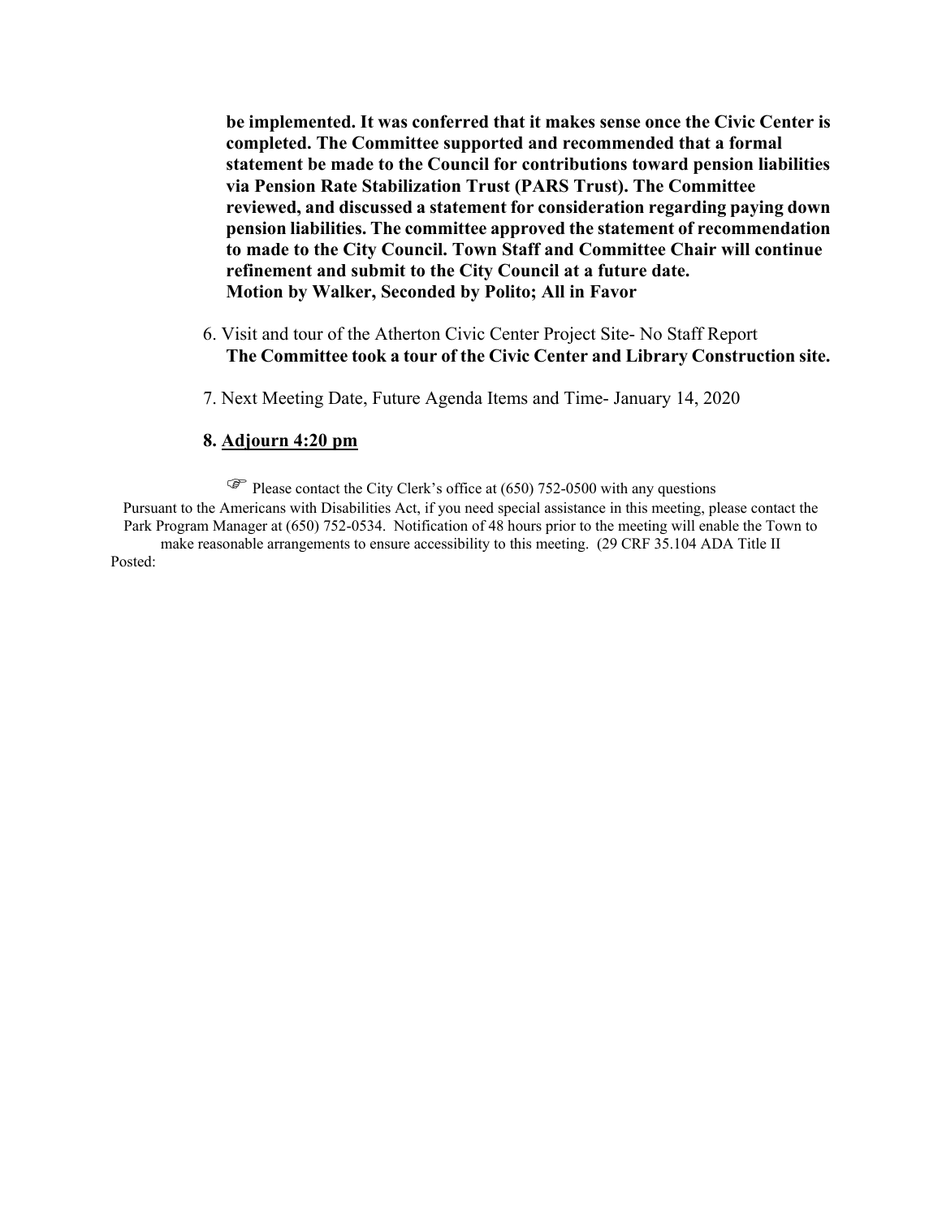**be implemented. It was conferred that it makes sense once the Civic Center is completed. The Committee supported and recommended that a formal statement be made to the Council for contributions toward pension liabilities via Pension Rate Stabilization Trust (PARS Trust). The Committee reviewed, and discussed a statement for consideration regarding paying down pension liabilities. The committee approved the statement of recommendation to made to the City Council. Town Staff and Committee Chair will continue refinement and submit to the City Council at a future date.**
**Motion by Walker, Seconded by Polito; All in Favor**

6. Visit and tour of the Atherton Civic Center Project Site- No Staff Report
   **The Committee took a tour of the Civic Center and Library Construction site.**

7. Next Meeting Date, Future Agenda Items and Time- January 14, 2020

**8. Adjourn 4:20 pm**

☞ Please contact the City Clerk's office at (650) 752-0500 with any questions

Pursuant to the Americans with Disabilities Act, if you need special assistance in this meeting, please contact the Park Program Manager at (650) 752-0534. Notification of 48 hours prior to the meeting will enable the Town to make reasonable arrangements to ensure accessibility to this meeting. (29 CRF 35.104 ADA Title II

Posted: